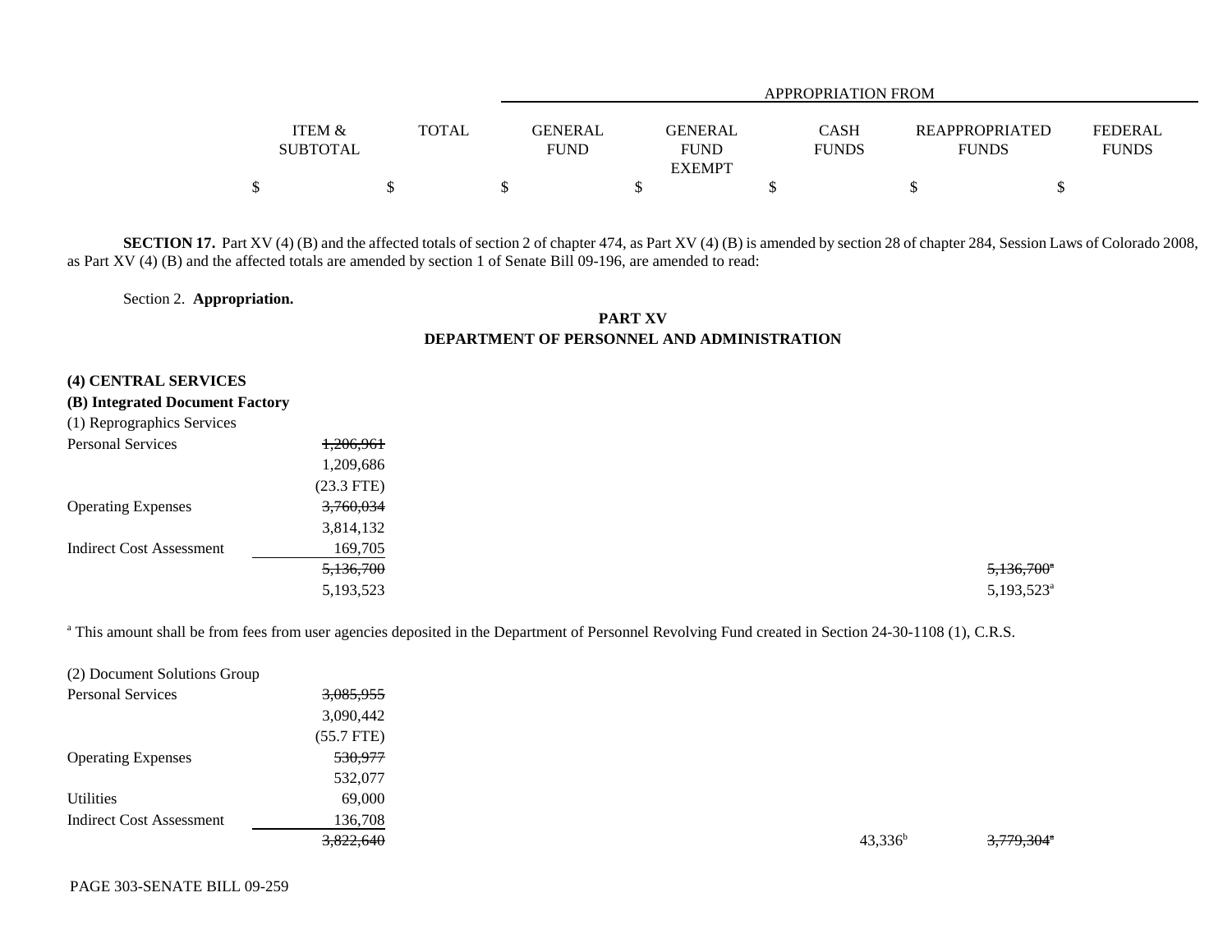| | ITEM & SUBTOTAL | TOTAL | APPROPRIATION FROM GENERAL FUND | GENERAL FUND EXEMPT | CASH FUNDS | REAPPROPRIATED FUNDS | FEDERAL FUNDS |
|---|---|---|---|---|---|---|---|
| | $ | $ | $ | $ | $ | $ | $ |

**SECTION 17.** Part XV (4) (B) and the affected totals of section 2 of chapter 474, as Part XV (4) (B) is amended by section 28 of chapter 284, Session Laws of Colorado 2008, as Part XV (4) (B) and the affected totals are amended by section 1 of Senate Bill 09-196, are amended to read:

Section 2. **Appropriation.**

**PART XV**
**DEPARTMENT OF PERSONNEL AND ADMINISTRATION**

**(4) CENTRAL SERVICES**
**(B) Integrated Document Factory**

| | ITEM & SUBTOTAL | TOTAL | GENERAL FUND | GENERAL FUND EXEMPT | CASH FUNDS | REAPPROPRIATED FUNDS | FEDERAL FUNDS |
|---|---|---|---|---|---|---|---|
| (1) Reprographics Services | | | | | | | |
| Personal Services | ~~1,206,961~~ | | | | | | |
| | 1,209,686 | | | | | | |
| | (23.3 FTE) | | | | | | |
| Operating Expenses | ~~3,760,034~~ | | | | | | |
| | 3,814,132 | | | | | | |
| Indirect Cost Assessment | 169,705 | | | | | | |
| | ~~5,136,700~~ | | | | | ~~5,136,700~~[a] | |
| | 5,193,523 | | | | | 5,193,523[a] | |

[a] This amount shall be from fees from user agencies deposited in the Department of Personnel Revolving Fund created in Section 24-30-1108 (1), C.R.S.

| | ITEM & SUBTOTAL | TOTAL | GENERAL FUND | GENERAL FUND EXEMPT | CASH FUNDS | REAPPROPRIATED FUNDS | FEDERAL FUNDS |
|---|---|---|---|---|---|---|---|
| (2) Document Solutions Group | | | | | | | |
| Personal Services | ~~3,085,955~~ | | | | | | |
| | 3,090,442 | | | | | | |
| | (55.7 FTE) | | | | | | |
| Operating Expenses | ~~530,977~~ | | | | | | |
| | 532,077 | | | | | | |
| Utilities | 69,000 | | | | | | |
| Indirect Cost Assessment | 136,708 | | | | | | |
| | ~~3,822,640~~ | | | | 43,336[b] | ~~3,779,304~~[a] | |

PAGE 303-SENATE BILL 09-259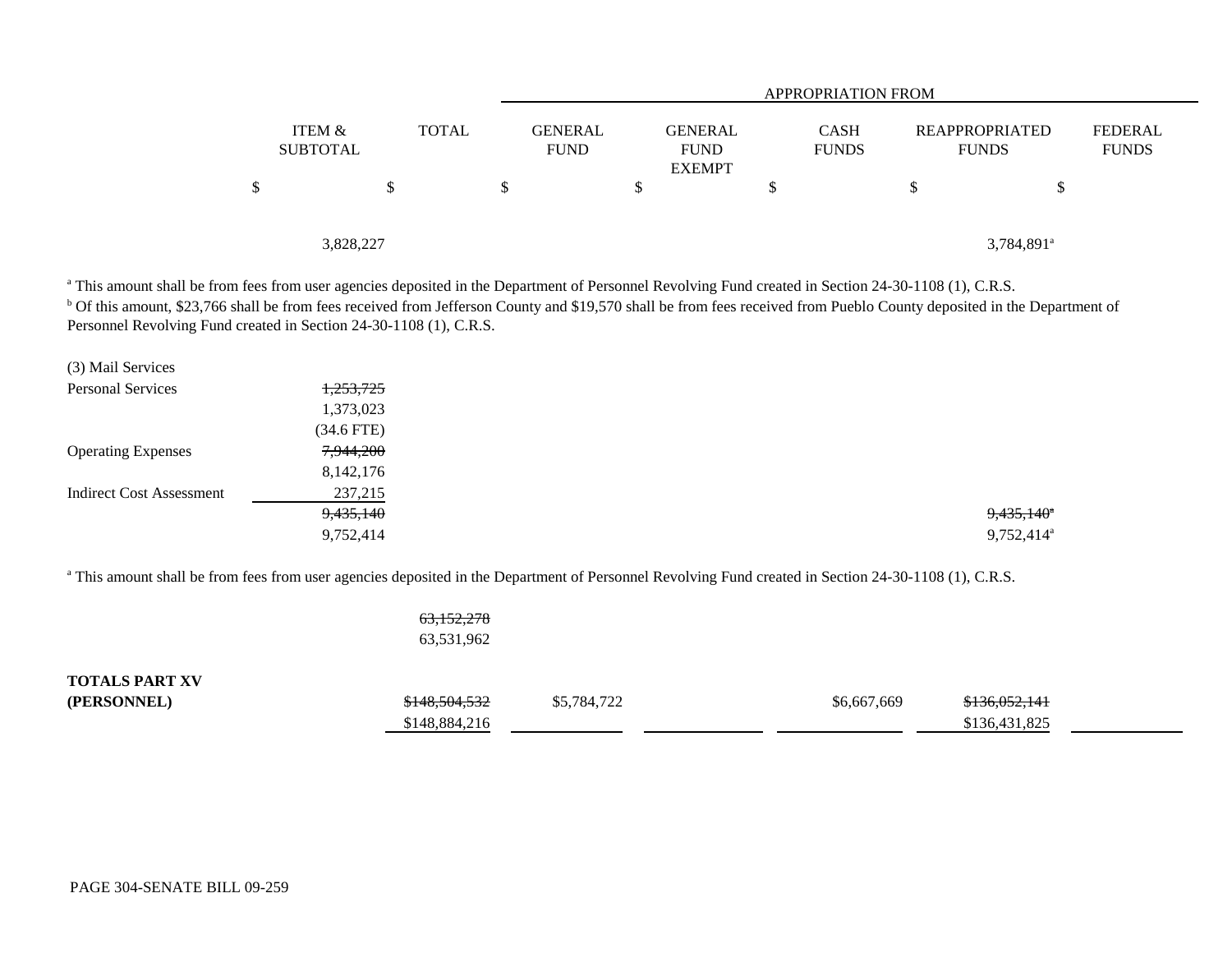| | ITEM & SUBTOTAL | TOTAL | APPROPRIATION FROM GENERAL FUND | GENERAL FUND EXEMPT | CASH FUNDS | REAPPROPRIATED FUNDS | FEDERAL FUNDS |
|---|---|---|---|---|---|---|---|
| | $ | $ | $ | $ | $ | $ | $ |
| | 3,828,227 | | | | | 3,784,891[a] | |

[a] This amount shall be from fees from user agencies deposited in the Department of Personnel Revolving Fund created in Section 24-30-1108 (1), C.R.S.
[b] Of this amount, $23,766 shall be from fees received from Jefferson County and $19,570 shall be from fees received from Pueblo County deposited in the Department of Personnel Revolving Fund created in Section 24-30-1108 (1), C.R.S.

| | ITEM & SUBTOTAL | TOTAL | GENERAL FUND | GENERAL FUND EXEMPT | CASH FUNDS | REAPPROPRIATED FUNDS | FEDERAL FUNDS |
|---|---|---|---|---|---|---|---|
| (3) Mail Services | | | | | | | |
| Personal Services | ~~1,253,725~~ 1,373,023 (34.6 FTE) | | | | | | |
| Operating Expenses | ~~7,944,200~~ 8,142,176 | | | | | | |
| Indirect Cost Assessment | 237,215 | | | | | | |
| | ~~9,435,140~~ 9,752,414 | | | | | ~~9,435,140[a]~~ 9,752,414[a] | |

[a] This amount shall be from fees from user agencies deposited in the Department of Personnel Revolving Fund created in Section 24-30-1108 (1), C.R.S.

| | ITEM & SUBTOTAL | TOTAL | GENERAL FUND | GENERAL FUND EXEMPT | CASH FUNDS | REAPPROPRIATED FUNDS | FEDERAL FUNDS |
|---|---|---|---|---|---|---|---|
| | | ~~63,152,278~~ 63,531,962 | | | | | |
| **TOTALS PART XV (PERSONNEL)** | | ~~$148,504,532~~ $148,884,216 | $5,784,722 | | $6,667,669 | ~~$136,052,141~~ $136,431,825 | |